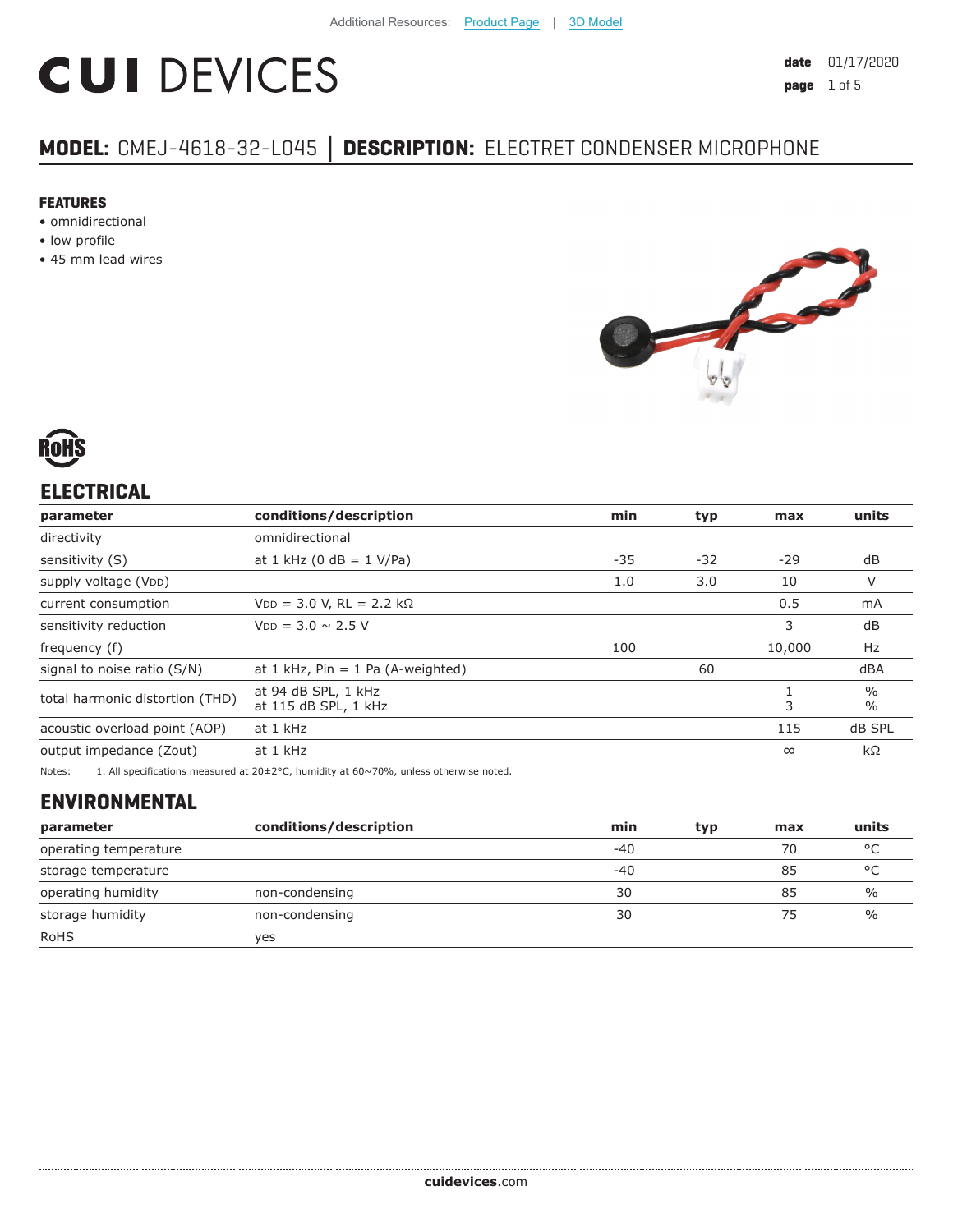Additional Resources: Product Page | 3D Model

# CUI DEVICES

**date** 01/17/2020

## MODEL: CMEJ-4618-32-L045 │ DESCRIPTION: ELECTRET CONDENSER MICROPHONE

### FEATURES

- omnidirectional
- low profile
- 45 mm lead wires

RoHS

## ELECTRICAL

| parameter | conditions/description | min | typ | max | units |
|---|---|---|---|---|---|
| directivity | omnidirectional | | | | |
| sensitivity (S) | at 1 kHz (0 dB = 1 V/Pa) | -35 | -32 | -29 | dB |
| supply voltage ($V_{DD}$) | | 1.0 | 3.0 | 10 | V |
| current consumption | $V_{DD}$ = 3.0 V, RL = 2.2 kΩ | | | 0.5 | mA |
| sensitivity reduction | $V_{DD}$ = 3.0 ~ 2.5 V | | | 3 | dB |
| frequency (f) | | 100 | | 10,000 | Hz |
| signal to noise ratio (S/N) | at 1 kHz, Pin = 1 Pa (A-weighted) | | 60 | | dBA |
| total harmonic distortion (THD) | at 94 dB SPL, 1 kHz<br>at 115 dB SPL, 1 kHz | | | 1<br>3 | %<br>% |
| acoustic overload point (AOP) | at 1 kHz | | | 115 | dB SPL |
| output impedance (Zout) | at 1 kHz | | | ∞ | kΩ |

Notes: 1. All specifications measured at 20±2°C, humidity at 60~70%, unless otherwise noted.

## ENVIRONMENTAL

| parameter | conditions/description | min | typ | max | units |
|---|---|---|---|---|---|
| operating temperature | | -40 | | 70 | °C |
| storage temperature | | -40 | | 85 | °C |
| operating humidity | non-condensing | 30 | | 85 | % |
| storage humidity | non-condensing | 30 | | 75 | % |
| RoHS | yes | | | | |

**cuidevices**.com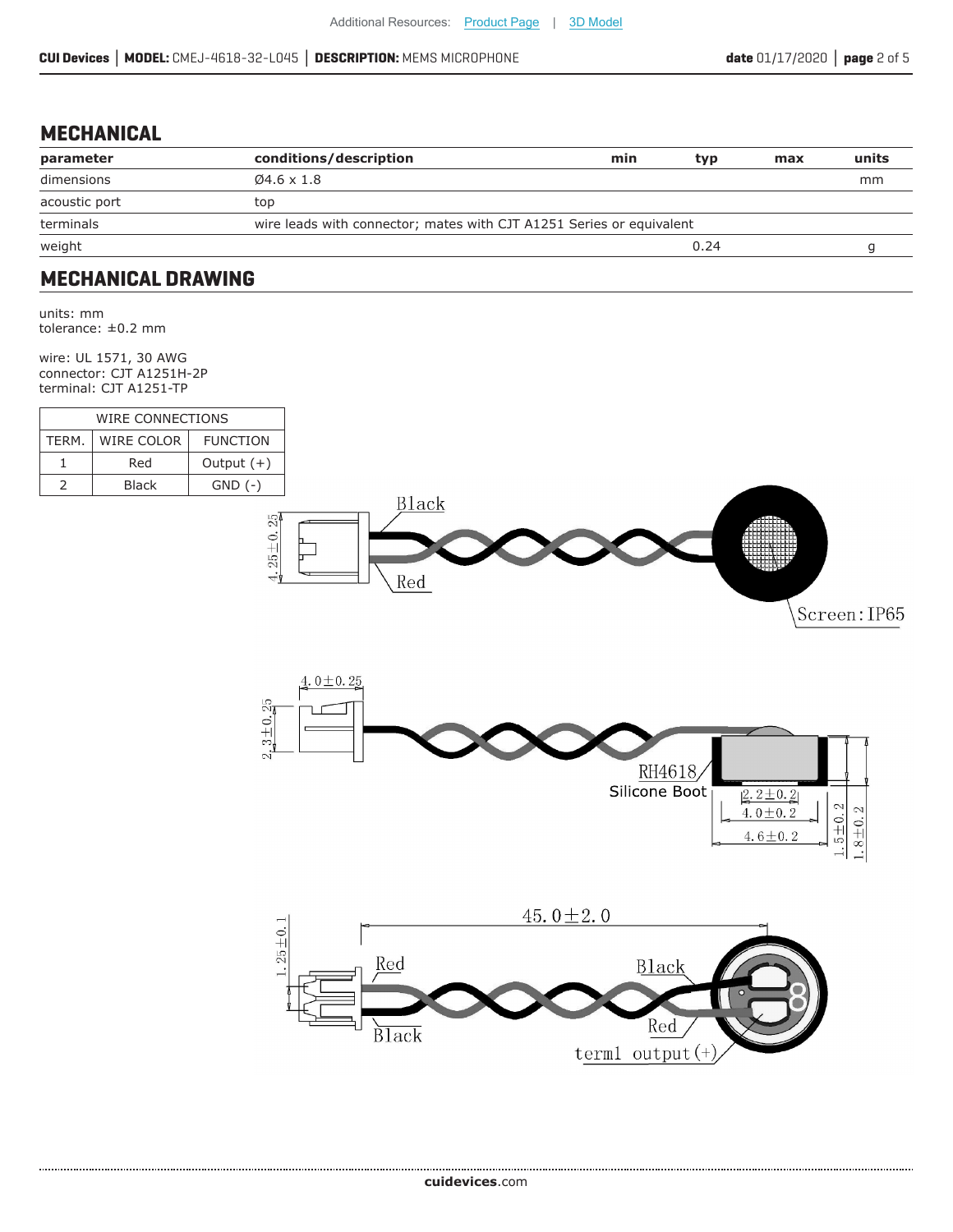## MECHANICAL

| parameter | conditions/description | min | typ | max | units |
|---|---|---|---|---|---|
| dimensions | Ø4.6 x 1.8 | | | | mm |
| acoustic port | top | | | | |
| terminals | wire leads with connector; mates with CJT A1251 Series or equivalent | | | | |
| weight | | | 0.24 | | g |

## MECHANICAL DRAWING

units: mm
tolerance: ±0.2 mm

wire: UL 1571, 30 AWG
connector: CJT A1251H-2P
terminal: CJT A1251-TP

| WIRE CONNECTIONS | | |
|---|---|---|
| TERM. | WIRE COLOR | FUNCTION |
| 1 | Red | Output (+) |
| 2 | Black | GND (-) |

Black
Red
4.25±0.25
Screen: IP65

4.0±0.25
2.3±0.25
RH4618
Silicone Boot
2.2±0.2
4.0±0.2
4.6±0.2
1.5±0.2
1.8±0.2

45.0±2.0
1.25±0.1
Red
Black
Black
Red
term1 output(+)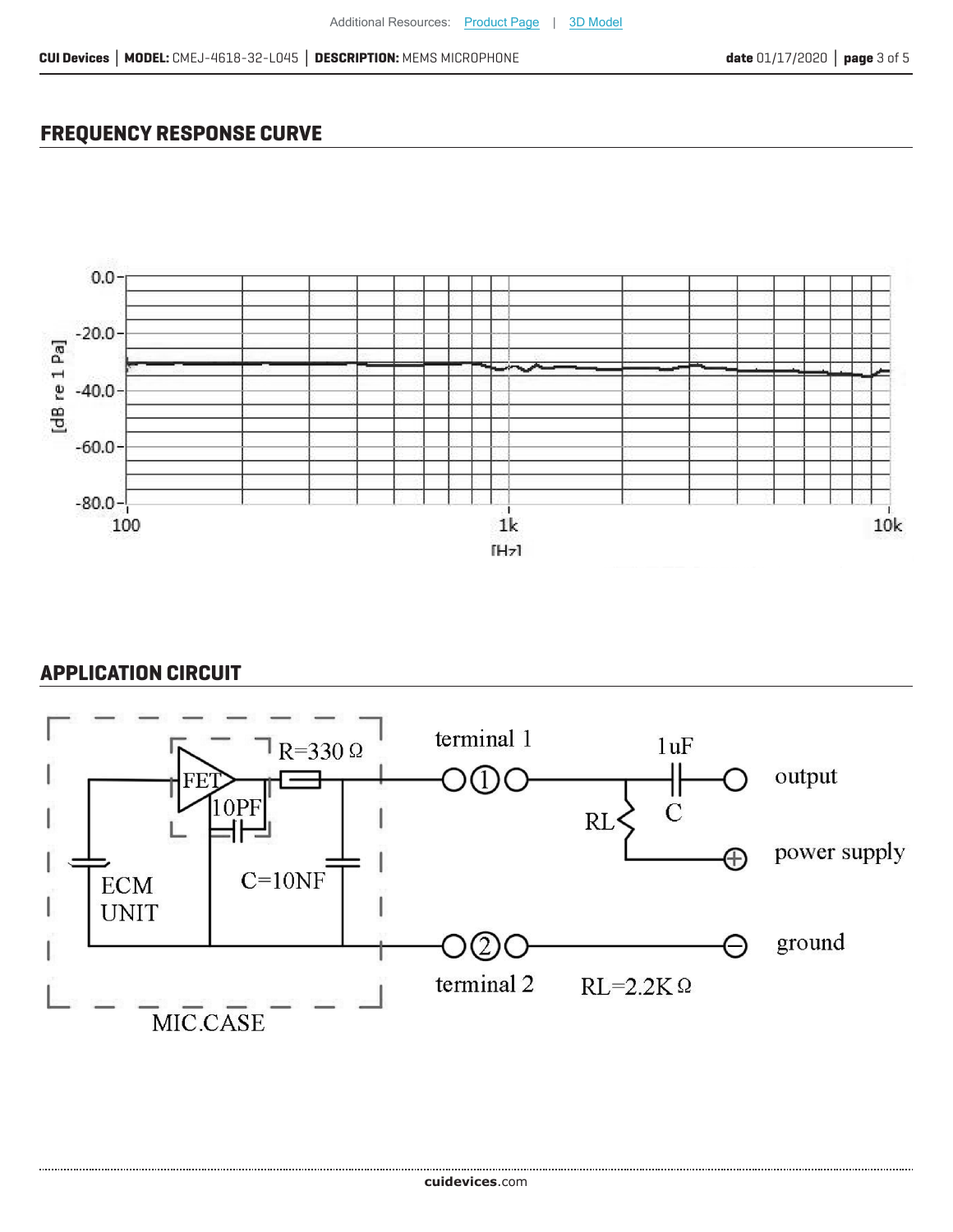## FREQUENCY RESPONSE CURVE

## APPLICATION CIRCUIT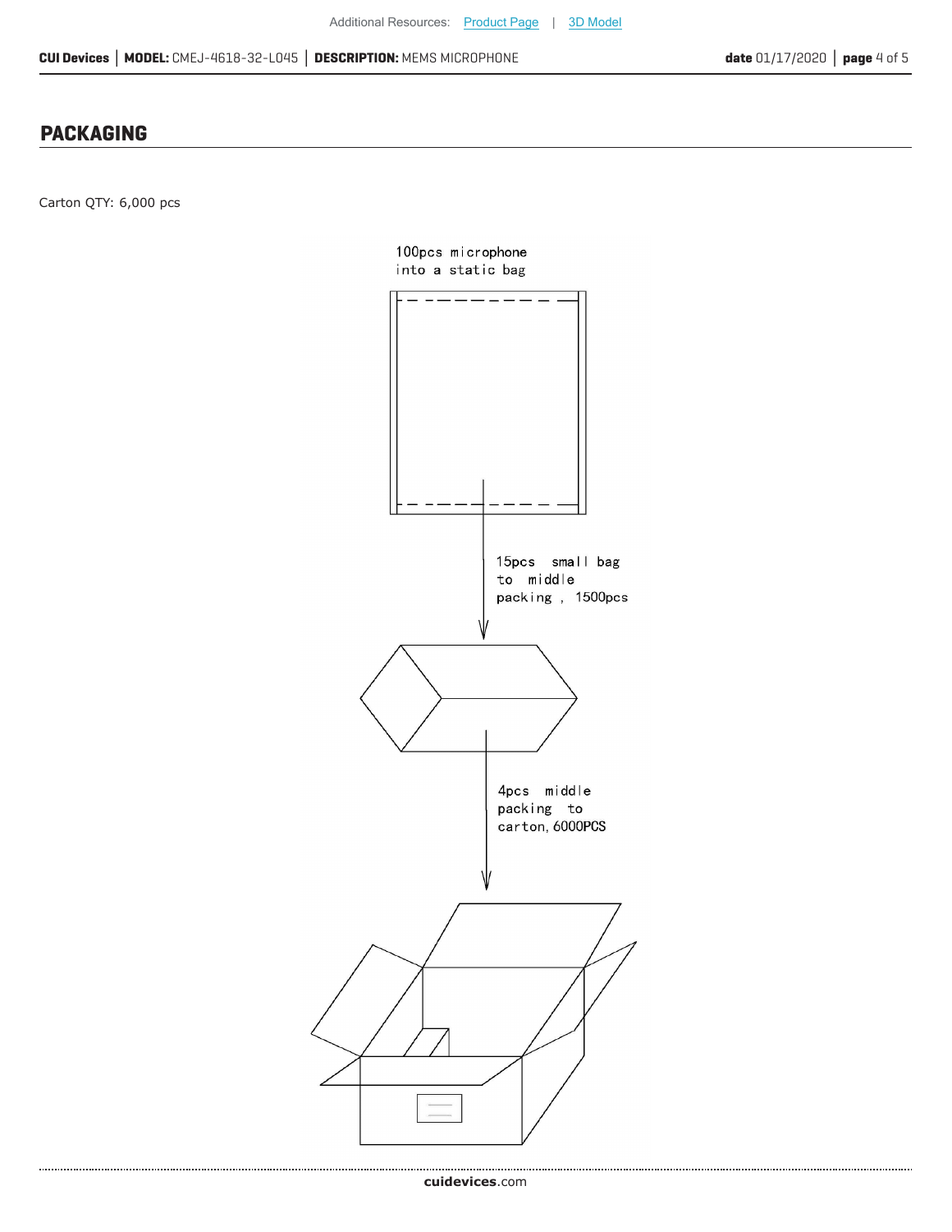## PACKAGING

Carton QTY: 6,000 pcs

100pcs microphone
into a static bag

15pcs small bag
to middle
packing , 1500pcs

4pcs middle
packing to
carton, 6000PCS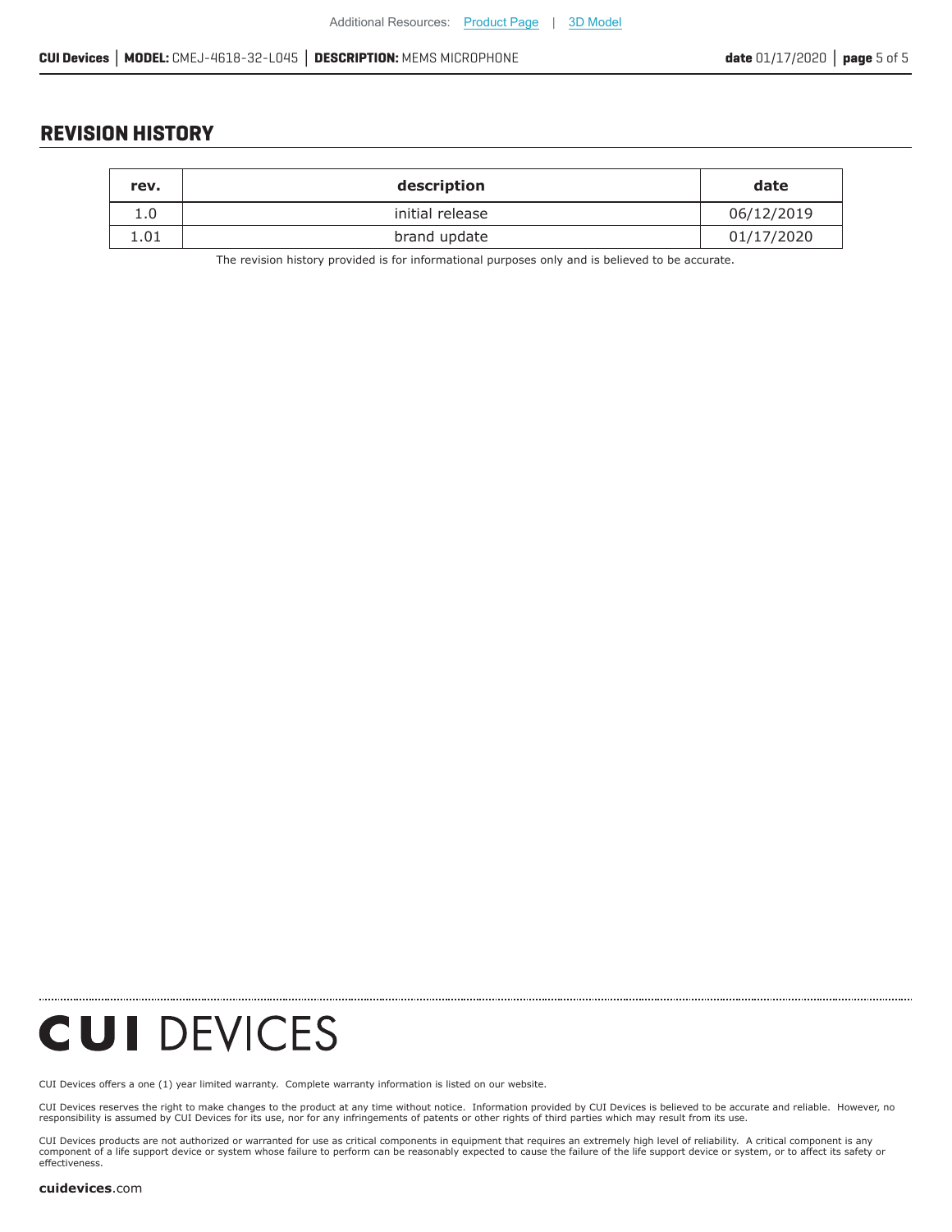## REVISION HISTORY

| rev. | description | date |
| --- | --- | --- |
| 1.0 | initial release | 06/12/2019 |
| 1.01 | brand update | 01/17/2020 |

The revision history provided is for informational purposes only and is believed to be accurate.

**CUI** DEVICES

CUI Devices offers a one (1) year limited warranty. Complete warranty information is listed on our website.

CUI Devices reserves the right to make changes to the product at any time without notice. Information provided by CUI Devices is believed to be accurate and reliable. However, no responsibility is assumed by CUI Devices for its use, nor for any infringements of patents or other rights of third parties which may result from its use.

CUI Devices products are not authorized or warranted for use as critical components in equipment that requires an extremely high level of reliability. A critical component is any component of a life support device or system whose failure to perform can be reasonably expected to cause the failure of the life support device or system, or to affect its safety or effectiveness.

**cuidevices**.com